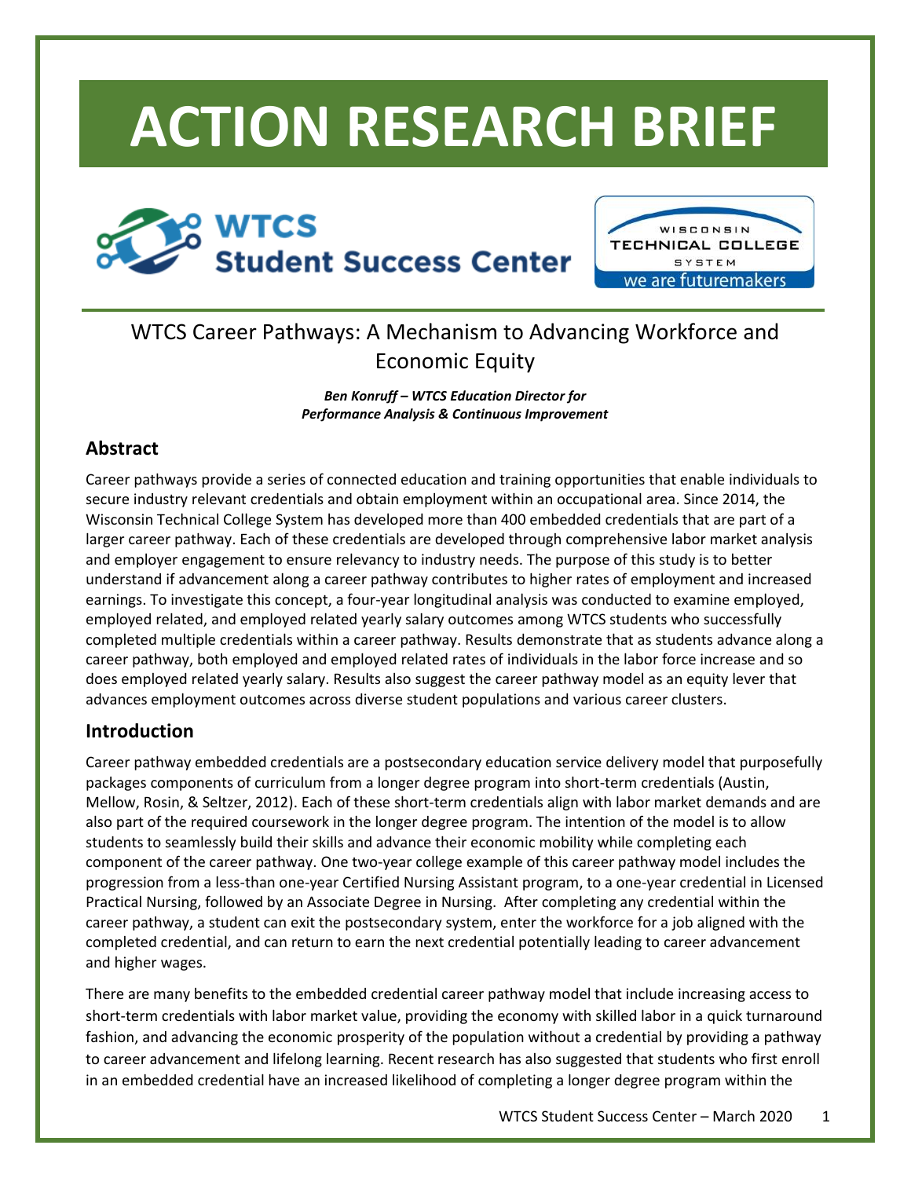# ACTION RESEARCH BRIEF

WTCS Student Success Center

WISCONSIN TECHNICAL COLLEGE SYSTEM
we are futuremakers

## WTCS Career Pathways: A Mechanism to Advancing Workforce and Economic Equity

***Ben Konruff – WTCS Education Director for Performance Analysis & Continuous Improvement***

### Abstract

Career pathways provide a series of connected education and training opportunities that enable individuals to secure industry relevant credentials and obtain employment within an occupational area. Since 2014, the Wisconsin Technical College System has developed more than 400 embedded credentials that are part of a larger career pathway. Each of these credentials are developed through comprehensive labor market analysis and employer engagement to ensure relevancy to industry needs. The purpose of this study is to better understand if advancement along a career pathway contributes to higher rates of employment and increased earnings. To investigate this concept, a four-year longitudinal analysis was conducted to examine employed, employed related, and employed related yearly salary outcomes among WTCS students who successfully completed multiple credentials within a career pathway. Results demonstrate that as students advance along a career pathway, both employed and employed related rates of individuals in the labor force increase and so does employed related yearly salary. Results also suggest the career pathway model as an equity lever that advances employment outcomes across diverse student populations and various career clusters.

### Introduction

Career pathway embedded credentials are a postsecondary education service delivery model that purposefully packages components of curriculum from a longer degree program into short-term credentials (Austin, Mellow, Rosin, & Seltzer, 2012). Each of these short-term credentials align with labor market demands and are also part of the required coursework in the longer degree program. The intention of the model is to allow students to seamlessly build their skills and advance their economic mobility while completing each component of the career pathway. One two-year college example of this career pathway model includes the progression from a less-than one-year Certified Nursing Assistant program, to a one-year credential in Licensed Practical Nursing, followed by an Associate Degree in Nursing. After completing any credential within the career pathway, a student can exit the postsecondary system, enter the workforce for a job aligned with the completed credential, and can return to earn the next credential potentially leading to career advancement and higher wages.

There are many benefits to the embedded credential career pathway model that include increasing access to short-term credentials with labor market value, providing the economy with skilled labor in a quick turnaround fashion, and advancing the economic prosperity of the population without a credential by providing a pathway to career advancement and lifelong learning. Recent research has also suggested that students who first enroll in an embedded credential have an increased likelihood of completing a longer degree program within the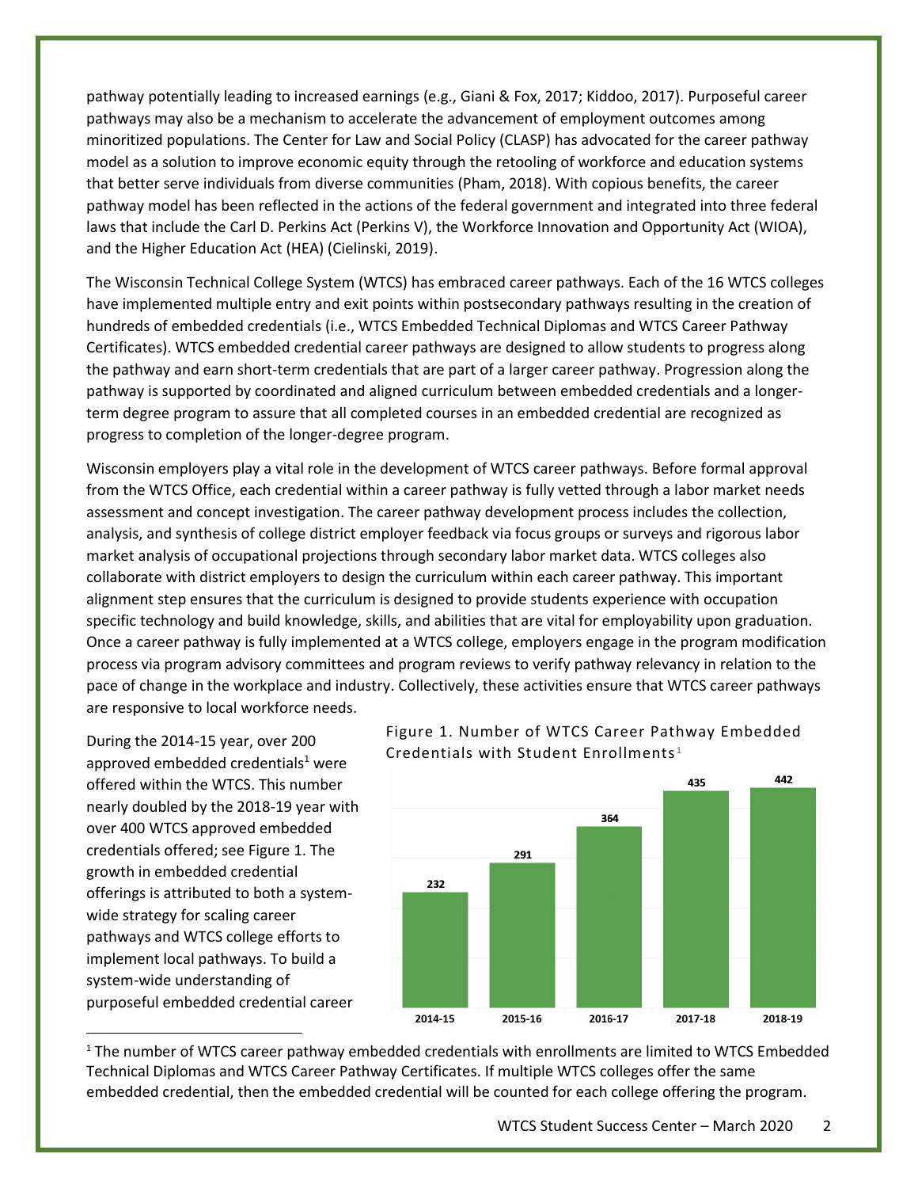pathway potentially leading to increased earnings (e.g., Giani & Fox, 2017; Kiddoo, 2017). Purposeful career pathways may also be a mechanism to accelerate the advancement of employment outcomes among minoritized populations. The Center for Law and Social Policy (CLASP) has advocated for the career pathway model as a solution to improve economic equity through the retooling of workforce and education systems that better serve individuals from diverse communities (Pham, 2018). With copious benefits, the career pathway model has been reflected in the actions of the federal government and integrated into three federal laws that include the Carl D. Perkins Act (Perkins V), the Workforce Innovation and Opportunity Act (WIOA), and the Higher Education Act (HEA) (Cielinski, 2019).

The Wisconsin Technical College System (WTCS) has embraced career pathways. Each of the 16 WTCS colleges have implemented multiple entry and exit points within postsecondary pathways resulting in the creation of hundreds of embedded credentials (i.e., WTCS Embedded Technical Diplomas and WTCS Career Pathway Certificates). WTCS embedded credential career pathways are designed to allow students to progress along the pathway and earn short-term credentials that are part of a larger career pathway. Progression along the pathway is supported by coordinated and aligned curriculum between embedded credentials and a longer-term degree program to assure that all completed courses in an embedded credential are recognized as progress to completion of the longer-degree program.

Wisconsin employers play a vital role in the development of WTCS career pathways. Before formal approval from the WTCS Office, each credential within a career pathway is fully vetted through a labor market needs assessment and concept investigation. The career pathway development process includes the collection, analysis, and synthesis of college district employer feedback via focus groups or surveys and rigorous labor market analysis of occupational projections through secondary labor market data. WTCS colleges also collaborate with district employers to design the curriculum within each career pathway. This important alignment step ensures that the curriculum is designed to provide students experience with occupation specific technology and build knowledge, skills, and abilities that are vital for employability upon graduation. Once a career pathway is fully implemented at a WTCS college, employers engage in the program modification process via program advisory committees and program reviews to verify pathway relevancy in relation to the pace of change in the workplace and industry. Collectively, these activities ensure that WTCS career pathways are responsive to local workforce needs.

During the 2014-15 year, over 200 approved embedded credentials[1] were offered within the WTCS. This number nearly doubled by the 2018-19 year with over 400 WTCS approved embedded credentials offered; see Figure 1. The growth in embedded credential offerings is attributed to both a system-wide strategy for scaling career pathways and WTCS college efforts to implement local pathways. To build a system-wide understanding of purposeful embedded credential career

Figure 1. Number of WTCS Career Pathway Embedded Credentials with Student Enrollments[1]

| Year | Number |
| --- | --- |
| 2014-15 | 232 |
| 2015-16 | 291 |
| 2016-17 | 364 |
| 2017-18 | 435 |
| 2018-19 | 442 |

[1] The number of WTCS career pathway embedded credentials with enrollments are limited to WTCS Embedded Technical Diplomas and WTCS Career Pathway Certificates. If multiple WTCS colleges offer the same embedded credential, then the embedded credential will be counted for each college offering the program.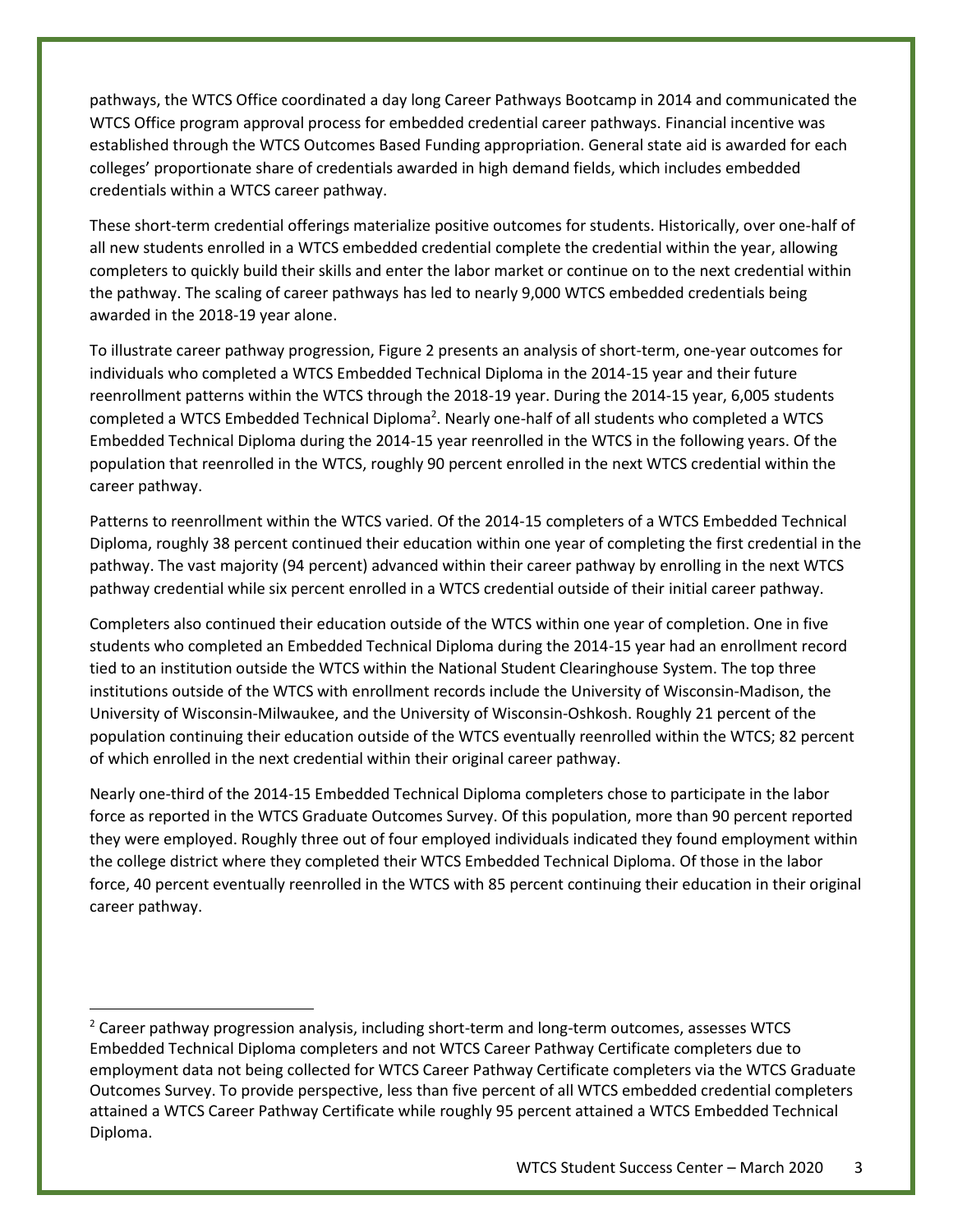pathways, the WTCS Office coordinated a day long Career Pathways Bootcamp in 2014 and communicated the WTCS Office program approval process for embedded credential career pathways. Financial incentive was established through the WTCS Outcomes Based Funding appropriation. General state aid is awarded for each colleges' proportionate share of credentials awarded in high demand fields, which includes embedded credentials within a WTCS career pathway.

These short-term credential offerings materialize positive outcomes for students. Historically, over one-half of all new students enrolled in a WTCS embedded credential complete the credential within the year, allowing completers to quickly build their skills and enter the labor market or continue on to the next credential within the pathway. The scaling of career pathways has led to nearly 9,000 WTCS embedded credentials being awarded in the 2018-19 year alone.

To illustrate career pathway progression, Figure 2 presents an analysis of short-term, one-year outcomes for individuals who completed a WTCS Embedded Technical Diploma in the 2014-15 year and their future reenrollment patterns within the WTCS through the 2018-19 year. During the 2014-15 year, 6,005 students completed a WTCS Embedded Technical Diploma[2]. Nearly one-half of all students who completed a WTCS Embedded Technical Diploma during the 2014-15 year reenrolled in the WTCS in the following years. Of the population that reenrolled in the WTCS, roughly 90 percent enrolled in the next WTCS credential within the career pathway.

Patterns to reenrollment within the WTCS varied. Of the 2014-15 completers of a WTCS Embedded Technical Diploma, roughly 38 percent continued their education within one year of completing the first credential in the pathway. The vast majority (94 percent) advanced within their career pathway by enrolling in the next WTCS pathway credential while six percent enrolled in a WTCS credential outside of their initial career pathway.

Completers also continued their education outside of the WTCS within one year of completion. One in five students who completed an Embedded Technical Diploma during the 2014-15 year had an enrollment record tied to an institution outside the WTCS within the National Student Clearinghouse System. The top three institutions outside of the WTCS with enrollment records include the University of Wisconsin-Madison, the University of Wisconsin-Milwaukee, and the University of Wisconsin-Oshkosh. Roughly 21 percent of the population continuing their education outside of the WTCS eventually reenrolled within the WTCS; 82 percent of which enrolled in the next credential within their original career pathway.

Nearly one-third of the 2014-15 Embedded Technical Diploma completers chose to participate in the labor force as reported in the WTCS Graduate Outcomes Survey. Of this population, more than 90 percent reported they were employed. Roughly three out of four employed individuals indicated they found employment within the college district where they completed their WTCS Embedded Technical Diploma. Of those in the labor force, 40 percent eventually reenrolled in the WTCS with 85 percent continuing their education in their original career pathway.

[2] Career pathway progression analysis, including short-term and long-term outcomes, assesses WTCS Embedded Technical Diploma completers and not WTCS Career Pathway Certificate completers due to employment data not being collected for WTCS Career Pathway Certificate completers via the WTCS Graduate Outcomes Survey. To provide perspective, less than five percent of all WTCS embedded credential completers attained a WTCS Career Pathway Certificate while roughly 95 percent attained a WTCS Embedded Technical Diploma.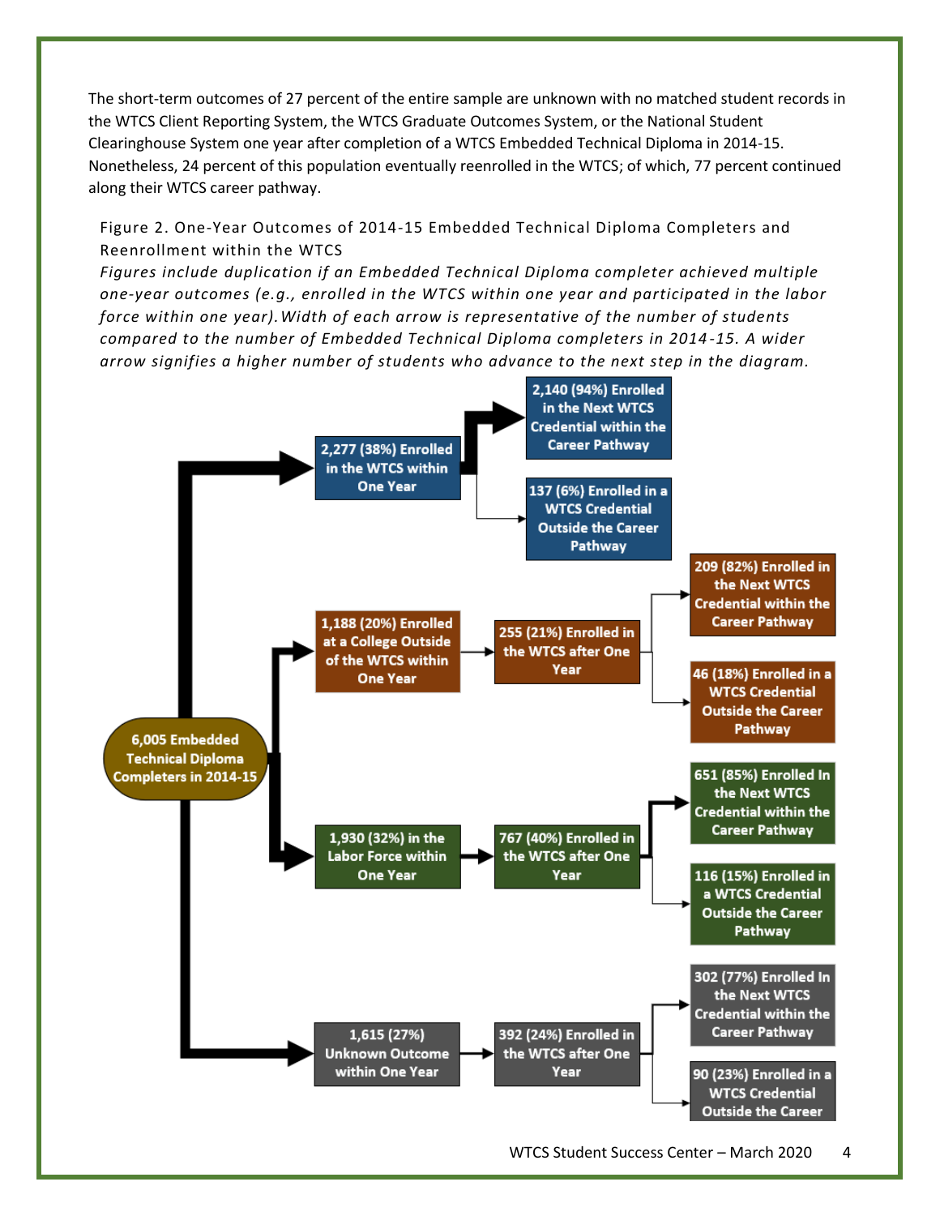The short-term outcomes of 27 percent of the entire sample are unknown with no matched student records in the WTCS Client Reporting System, the WTCS Graduate Outcomes System, or the National Student Clearinghouse System one year after completion of a WTCS Embedded Technical Diploma in 2014-15. Nonetheless, 24 percent of this population eventually reenrolled in the WTCS; of which, 77 percent continued along their WTCS career pathway.

Figure 2. One-Year Outcomes of 2014-15 Embedded Technical Diploma Completers and Reenrollment within the WTCS

*Figures include duplication if an Embedded Technical Diploma completer achieved multiple one-year outcomes (e.g., enrolled in the WTCS within one year and participated in the labor force within one year). Width of each arrow is representative of the number of students compared to the number of Embedded Technical Diploma completers in 2014-15. A wider arrow signifies a higher number of students who advance to the next step in the diagram.*

6,005 Embedded Technical Diploma Completers in 2014-15

- 2,277 (38%) Enrolled in the WTCS within One Year
  - 2,140 (94%) Enrolled in the Next WTCS Credential within the Career Pathway
  - 137 (6%) Enrolled in a WTCS Credential Outside the Career Pathway
- 1,188 (20%) Enrolled at a College Outside of the WTCS within One Year
  - 255 (21%) Enrolled in the WTCS after One Year
    - 209 (82%) Enrolled in the Next WTCS Credential within the Career Pathway
    - 46 (18%) Enrolled in a WTCS Credential Outside the Career Pathway
- 1,930 (32%) in the Labor Force within One Year
  - 767 (40%) Enrolled in the WTCS after One Year
    - 651 (85%) Enrolled In the Next WTCS Credential within the Career Pathway
    - 116 (15%) Enrolled in a WTCS Credential Outside the Career Pathway
- 1,615 (27%) Unknown Outcome within One Year
  - 392 (24%) Enrolled in the WTCS after One Year
    - 302 (77%) Enrolled In the Next WTCS Credential within the Career Pathway
    - 90 (23%) Enrolled in a WTCS Credential Outside the Career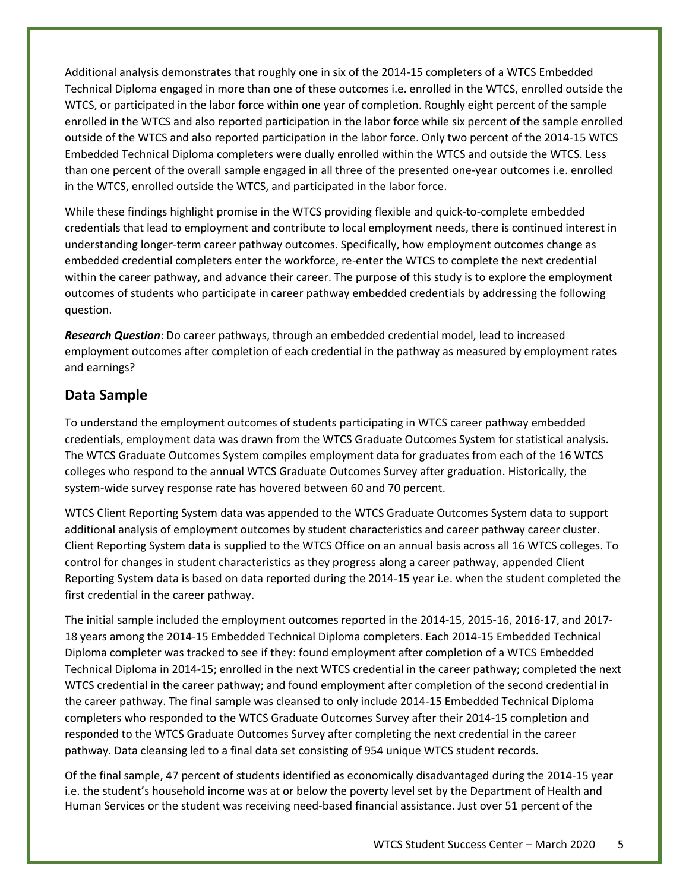Additional analysis demonstrates that roughly one in six of the 2014-15 completers of a WTCS Embedded Technical Diploma engaged in more than one of these outcomes i.e. enrolled in the WTCS, enrolled outside the WTCS, or participated in the labor force within one year of completion. Roughly eight percent of the sample enrolled in the WTCS and also reported participation in the labor force while six percent of the sample enrolled outside of the WTCS and also reported participation in the labor force. Only two percent of the 2014-15 WTCS Embedded Technical Diploma completers were dually enrolled within the WTCS and outside the WTCS. Less than one percent of the overall sample engaged in all three of the presented one-year outcomes i.e. enrolled in the WTCS, enrolled outside the WTCS, and participated in the labor force.

While these findings highlight promise in the WTCS providing flexible and quick-to-complete embedded credentials that lead to employment and contribute to local employment needs, there is continued interest in understanding longer-term career pathway outcomes. Specifically, how employment outcomes change as embedded credential completers enter the workforce, re-enter the WTCS to complete the next credential within the career pathway, and advance their career. The purpose of this study is to explore the employment outcomes of students who participate in career pathway embedded credentials by addressing the following question.

***Research Question***: Do career pathways, through an embedded credential model, lead to increased employment outcomes after completion of each credential in the pathway as measured by employment rates and earnings?

## Data Sample

To understand the employment outcomes of students participating in WTCS career pathway embedded credentials, employment data was drawn from the WTCS Graduate Outcomes System for statistical analysis. The WTCS Graduate Outcomes System compiles employment data for graduates from each of the 16 WTCS colleges who respond to the annual WTCS Graduate Outcomes Survey after graduation. Historically, the system-wide survey response rate has hovered between 60 and 70 percent.

WTCS Client Reporting System data was appended to the WTCS Graduate Outcomes System data to support additional analysis of employment outcomes by student characteristics and career pathway career cluster. Client Reporting System data is supplied to the WTCS Office on an annual basis across all 16 WTCS colleges. To control for changes in student characteristics as they progress along a career pathway, appended Client Reporting System data is based on data reported during the 2014-15 year i.e. when the student completed the first credential in the career pathway.

The initial sample included the employment outcomes reported in the 2014-15, 2015-16, 2016-17, and 2017-18 years among the 2014-15 Embedded Technical Diploma completers. Each 2014-15 Embedded Technical Diploma completer was tracked to see if they: found employment after completion of a WTCS Embedded Technical Diploma in 2014-15; enrolled in the next WTCS credential in the career pathway; completed the next WTCS credential in the career pathway; and found employment after completion of the second credential in the career pathway. The final sample was cleansed to only include 2014-15 Embedded Technical Diploma completers who responded to the WTCS Graduate Outcomes Survey after their 2014-15 completion and responded to the WTCS Graduate Outcomes Survey after completing the next credential in the career pathway. Data cleansing led to a final data set consisting of 954 unique WTCS student records.

Of the final sample, 47 percent of students identified as economically disadvantaged during the 2014-15 year i.e. the student's household income was at or below the poverty level set by the Department of Health and Human Services or the student was receiving need-based financial assistance. Just over 51 percent of the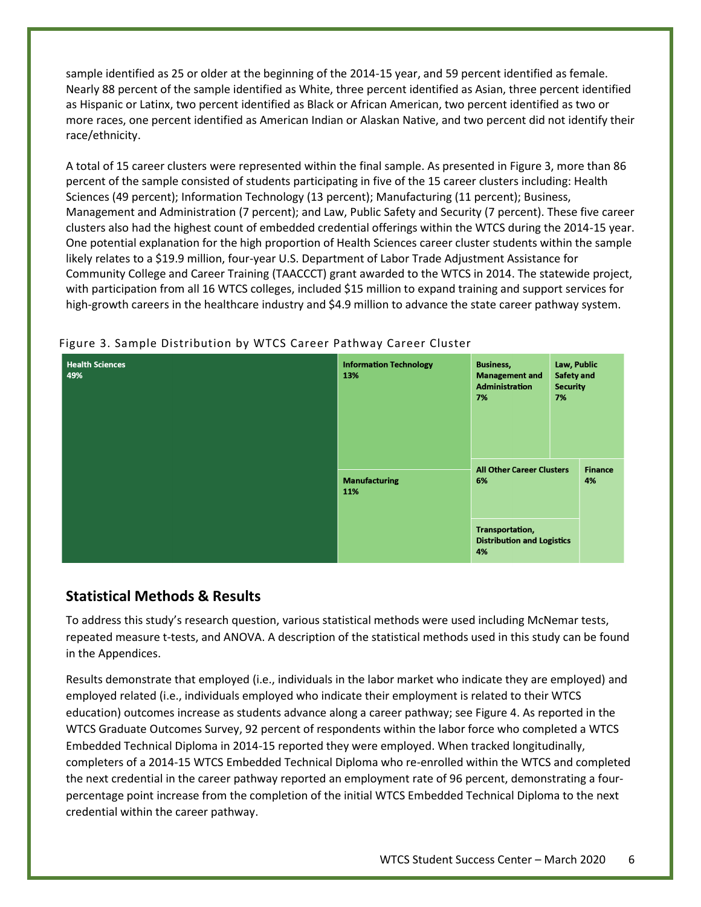sample identified as 25 or older at the beginning of the 2014-15 year, and 59 percent identified as female. Nearly 88 percent of the sample identified as White, three percent identified as Asian, three percent identified as Hispanic or Latinx, two percent identified as Black or African American, two percent identified as two or more races, one percent identified as American Indian or Alaskan Native, and two percent did not identify their race/ethnicity.

A total of 15 career clusters were represented within the final sample. As presented in Figure 3, more than 86 percent of the sample consisted of students participating in five of the 15 career clusters including: Health Sciences (49 percent); Information Technology (13 percent); Manufacturing (11 percent); Business, Management and Administration (7 percent); and Law, Public Safety and Security (7 percent). These five career clusters also had the highest count of embedded credential offerings within the WTCS during the 2014-15 year. One potential explanation for the high proportion of Health Sciences career cluster students within the sample likely relates to a $19.9 million, four-year U.S. Department of Labor Trade Adjustment Assistance for Community College and Career Training (TAACCCT) grant awarded to the WTCS in 2014. The statewide project, with participation from all 16 WTCS colleges, included $15 million to expand training and support services for high-growth careers in the healthcare industry and $4.9 million to advance the state career pathway system.

Figure 3. Sample Distribution by WTCS Career Pathway Career Cluster

| Career Cluster | Percent |
| --- | --- |
| Health Sciences | 49% |
| Information Technology | 13% |
| Manufacturing | 11% |
| Business, Management and Administration | 7% |
| Law, Public Safety and Security | 7% |
| All Other Career Clusters | 6% |
| Finance | 4% |
| Transportation, Distribution and Logistics | 4% |

## Statistical Methods & Results

To address this study's research question, various statistical methods were used including McNemar tests, repeated measure t-tests, and ANOVA. A description of the statistical methods used in this study can be found in the Appendices.

Results demonstrate that employed (i.e., individuals in the labor market who indicate they are employed) and employed related (i.e., individuals employed who indicate their employment is related to their WTCS education) outcomes increase as students advance along a career pathway; see Figure 4. As reported in the WTCS Graduate Outcomes Survey, 92 percent of respondents within the labor force who completed a WTCS Embedded Technical Diploma in 2014-15 reported they were employed. When tracked longitudinally, completers of a 2014-15 WTCS Embedded Technical Diploma who re-enrolled within the WTCS and completed the next credential in the career pathway reported an employment rate of 96 percent, demonstrating a four-percentage point increase from the completion of the initial WTCS Embedded Technical Diploma to the next credential within the career pathway.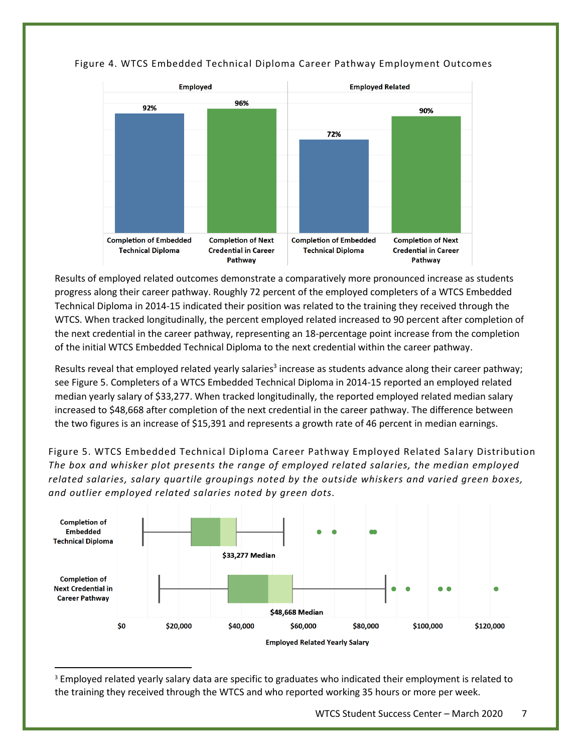Figure 4. WTCS Embedded Technical Diploma Career Pathway Employment Outcomes

| | Employed | Employed Related |
|---|---|---|
| Completion of Embedded Technical Diploma | 92% | 72% |
| Completion of Next Credential in Career Pathway | 96% | 90% |

Results of employed related outcomes demonstrate a comparatively more pronounced increase as students progress along their career pathway. Roughly 72 percent of the employed completers of a WTCS Embedded Technical Diploma in 2014-15 indicated their position was related to the training they received through the WTCS. When tracked longitudinally, the percent employed related increased to 90 percent after completion of the next credential in the career pathway, representing an 18-percentage point increase from the completion of the initial WTCS Embedded Technical Diploma to the next credential within the career pathway.

Results reveal that employed related yearly salaries[3] increase as students advance along their career pathway; see Figure 5. Completers of a WTCS Embedded Technical Diploma in 2014-15 reported an employed related median yearly salary of $33,277. When tracked longitudinally, the reported employed related median salary increased to $48,668 after completion of the next credential in the career pathway. The difference between the two figures is an increase of $15,391 and represents a growth rate of 46 percent in median earnings.

Figure 5. WTCS Embedded Technical Diploma Career Pathway Employed Related Salary Distribution
*The box and whisker plot presents the range of employed related salaries, the median employed related salaries, salary quartile groupings noted by the outside whiskers and varied green boxes, and outlier employed related salaries noted by green dots.*

| | Median Employed Related Yearly Salary |
|---|---|
| Completion of Embedded Technical Diploma | $33,277 Median |
| Completion of Next Credential in Career Pathway | $48,668 Median |

[3] Employed related yearly salary data are specific to graduates who indicated their employment is related to the training they received through the WTCS and who reported working 35 hours or more per week.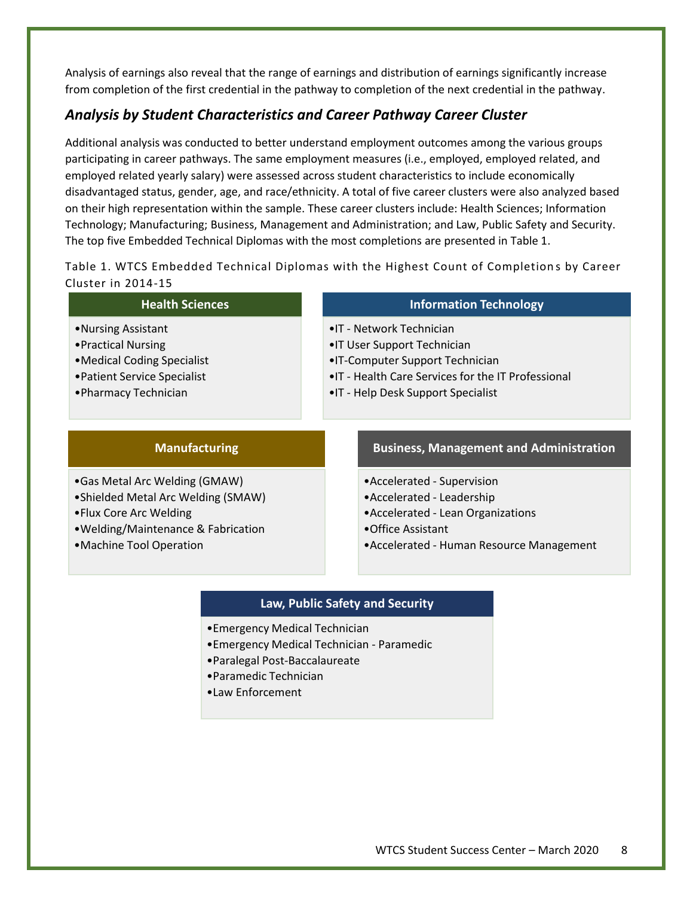Analysis of earnings also reveal that the range of earnings and distribution of earnings significantly increase from completion of the first credential in the pathway to completion of the next credential in the pathway.

## *Analysis by Student Characteristics and Career Pathway Career Cluster*

Additional analysis was conducted to better understand employment outcomes among the various groups participating in career pathways. The same employment measures (i.e., employed, employed related, and employed related yearly salary) were assessed across student characteristics to include economically disadvantaged status, gender, age, and race/ethnicity. A total of five career clusters were also analyzed based on their high representation within the sample. These career clusters include: Health Sciences; Information Technology; Manufacturing; Business, Management and Administration; and Law, Public Safety and Security. The top five Embedded Technical Diplomas with the most completions are presented in Table 1.

Table 1. WTCS Embedded Technical Diplomas with the Highest Count of Completions by Career Cluster in 2014-15

**Health Sciences**

- Nursing Assistant
- Practical Nursing
- Medical Coding Specialist
- Patient Service Specialist
- Pharmacy Technician

**Information Technology**

- IT - Network Technician
- IT User Support Technician
- IT-Computer Support Technician
- IT - Health Care Services for the IT Professional
- IT - Help Desk Support Specialist

**Manufacturing**

- Gas Metal Arc Welding (GMAW)
- Shielded Metal Arc Welding (SMAW)
- Flux Core Arc Welding
- Welding/Maintenance & Fabrication
- Machine Tool Operation

**Business, Management and Administration**

- Accelerated - Supervision
- Accelerated - Leadership
- Accelerated - Lean Organizations
- Office Assistant
- Accelerated - Human Resource Management

**Law, Public Safety and Security**

- Emergency Medical Technician
- Emergency Medical Technician - Paramedic
- Paralegal Post-Baccalaureate
- Paramedic Technician
- Law Enforcement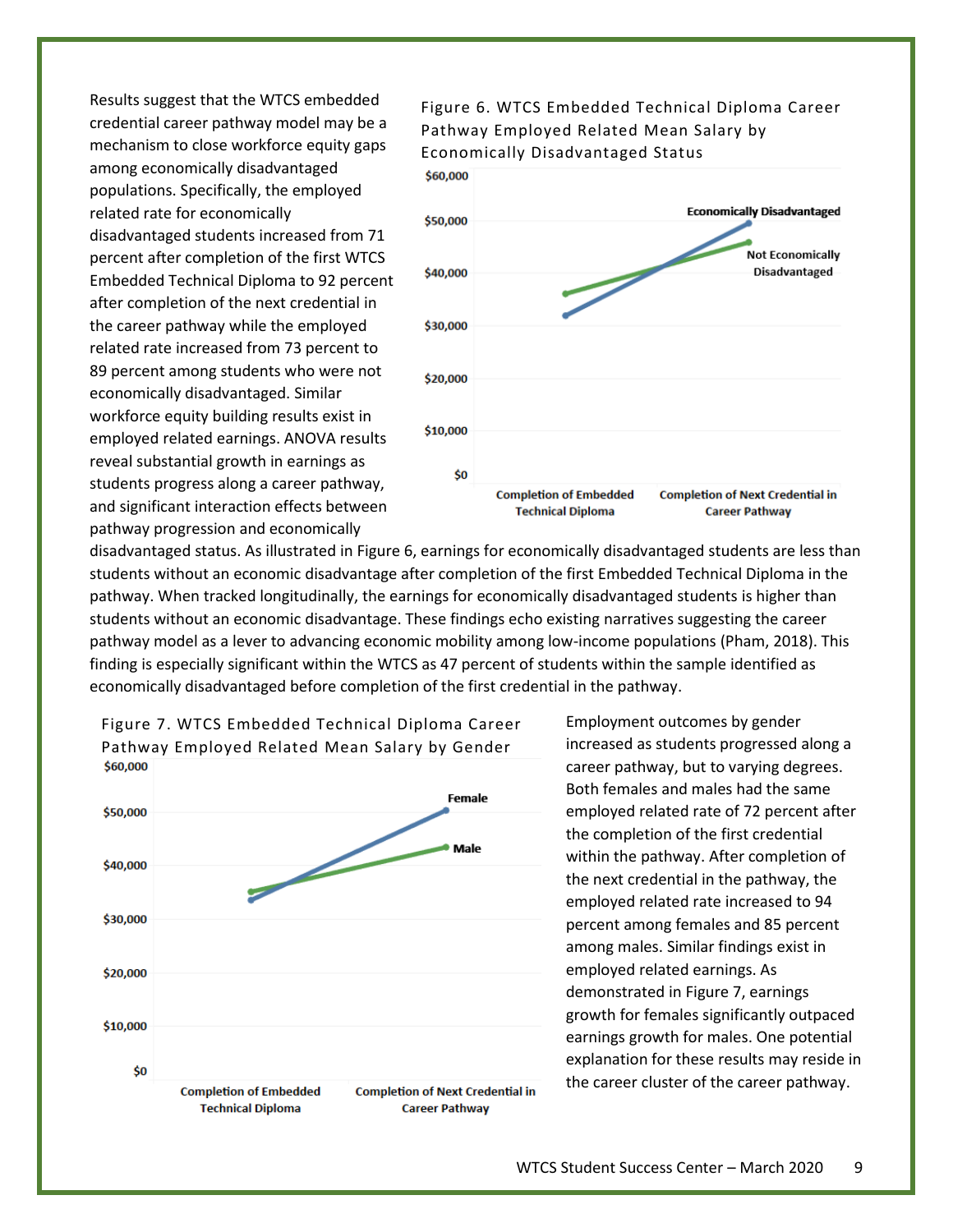Results suggest that the WTCS embedded credential career pathway model may be a mechanism to close workforce equity gaps among economically disadvantaged populations. Specifically, the employed related rate for economically disadvantaged students increased from 71 percent after completion of the first WTCS Embedded Technical Diploma to 92 percent after completion of the next credential in the career pathway while the employed related rate increased from 73 percent to 89 percent among students who were not economically disadvantaged. Similar workforce equity building results exist in employed related earnings. ANOVA results reveal substantial growth in earnings as students progress along a career pathway, and significant interaction effects between pathway progression and economically disadvantaged status. As illustrated in Figure 6, earnings for economically disadvantaged students are less than students without an economic disadvantage after completion of the first Embedded Technical Diploma in the pathway. When tracked longitudinally, the earnings for economically disadvantaged students is higher than students without an economic disadvantage. These findings echo existing narratives suggesting the career pathway model as a lever to advancing economic mobility among low-income populations (Pham, 2018). This finding is especially significant within the WTCS as 47 percent of students within the sample identified as economically disadvantaged before completion of the first credential in the pathway.

Figure 6. WTCS Embedded Technical Diploma Career Pathway Employed Related Mean Salary by Economically Disadvantaged Status

Employment outcomes by gender increased as students progressed along a career pathway, but to varying degrees. Both females and males had the same employed related rate of 72 percent after the completion of the first credential within the pathway. After completion of the next credential in the pathway, the employed related rate increased to 94 percent among females and 85 percent among males. Similar findings exist in employed related earnings. As demonstrated in Figure 7, earnings growth for females significantly outpaced earnings growth for males. One potential explanation for these results may reside in the career cluster of the career pathway.

Figure 7. WTCS Embedded Technical Diploma Career Pathway Employed Related Mean Salary by Gender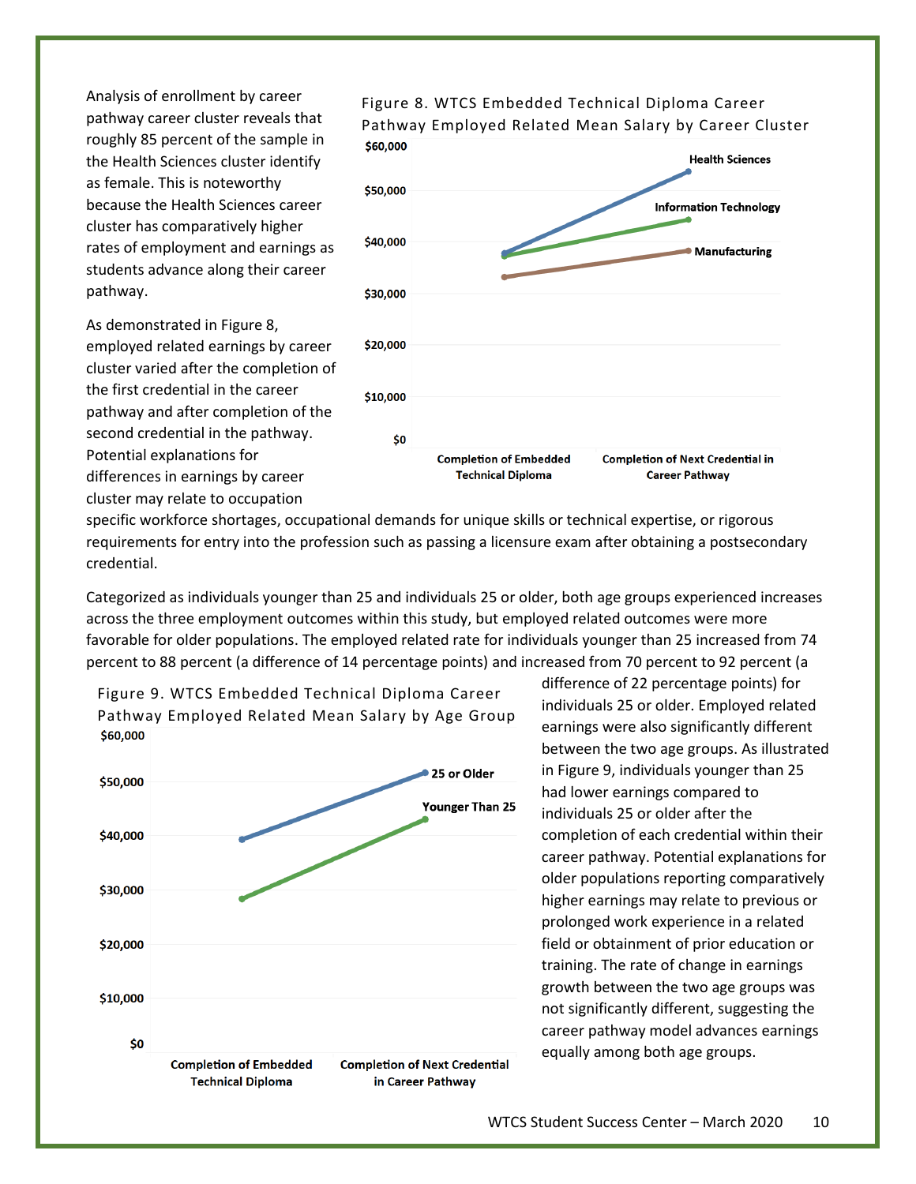Analysis of enrollment by career pathway career cluster reveals that roughly 85 percent of the sample in the Health Sciences cluster identify as female. This is noteworthy because the Health Sciences career cluster has comparatively higher rates of employment and earnings as students advance along their career pathway.

As demonstrated in Figure 8, employed related earnings by career cluster varied after the completion of the first credential in the career pathway and after completion of the second credential in the pathway. Potential explanations for differences in earnings by career cluster may relate to occupation specific workforce shortages, occupational demands for unique skills or technical expertise, or rigorous requirements for entry into the profession such as passing a licensure exam after obtaining a postsecondary credential.

Figure 8. WTCS Embedded Technical Diploma Career Pathway Employed Related Mean Salary by Career Cluster

Categorized as individuals younger than 25 and individuals 25 or older, both age groups experienced increases across the three employment outcomes within this study, but employed related outcomes were more favorable for older populations. The employed related rate for individuals younger than 25 increased from 74 percent to 88 percent (a difference of 14 percentage points) and increased from 70 percent to 92 percent (a difference of 22 percentage points) for individuals 25 or older. Employed related earnings were also significantly different between the two age groups. As illustrated in Figure 9, individuals younger than 25 had lower earnings compared to individuals 25 or older after the completion of each credential within their career pathway. Potential explanations for older populations reporting comparatively higher earnings may relate to previous or prolonged work experience in a related field or obtainment of prior education or training. The rate of change in earnings growth between the two age groups was not significantly different, suggesting the career pathway model advances earnings equally among both age groups.

Figure 9. WTCS Embedded Technical Diploma Career Pathway Employed Related Mean Salary by Age Group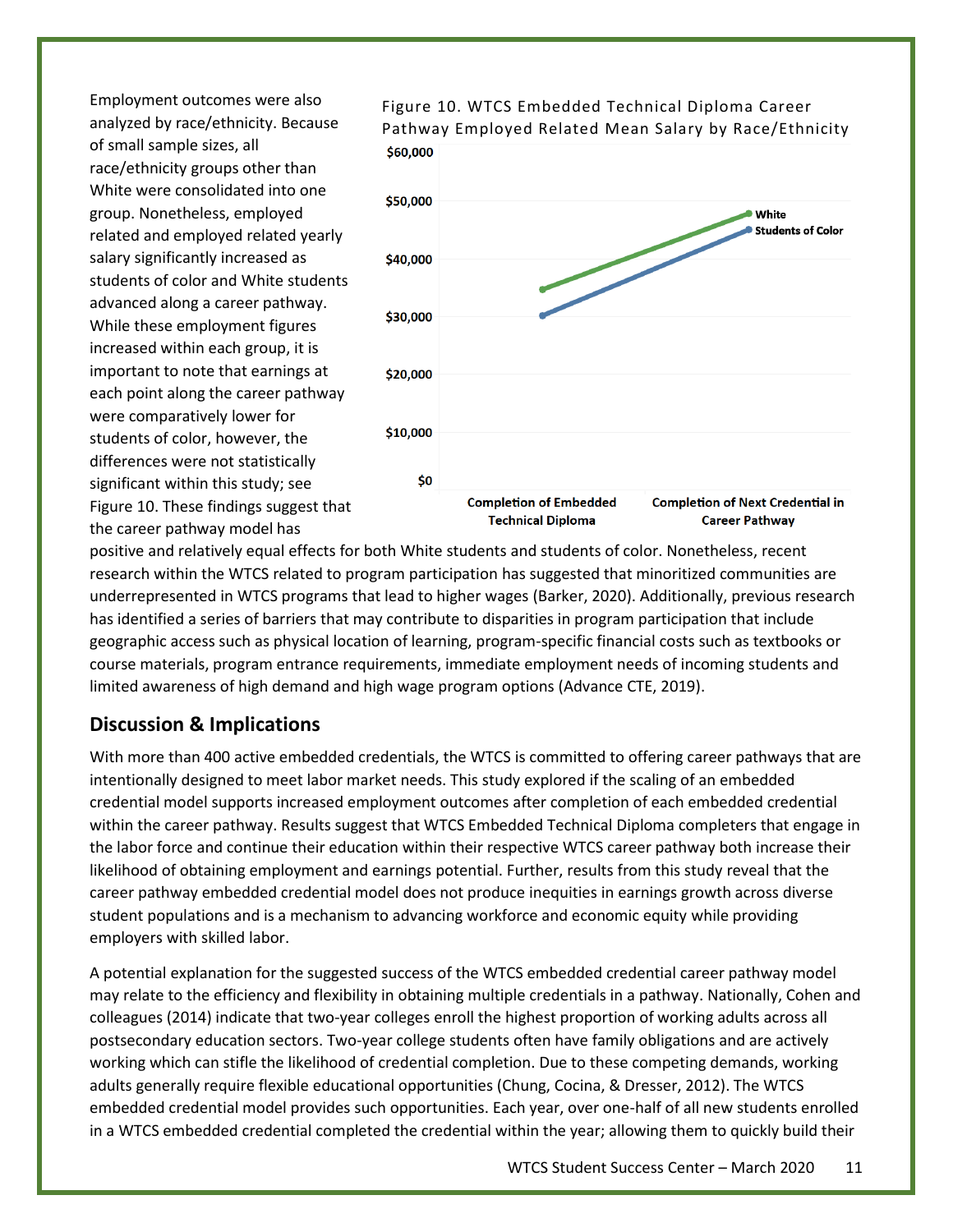Employment outcomes were also analyzed by race/ethnicity. Because of small sample sizes, all race/ethnicity groups other than White were consolidated into one group. Nonetheless, employed related and employed related yearly salary significantly increased as students of color and White students advanced along a career pathway. While these employment figures increased within each group, it is important to note that earnings at each point along the career pathway were comparatively lower for students of color, however, the differences were not statistically significant within this study; see Figure 10. These findings suggest that the career pathway model has positive and relatively equal effects for both White students and students of color. Nonetheless, recent research within the WTCS related to program participation has suggested that minoritized communities are underrepresented in WTCS programs that lead to higher wages (Barker, 2020). Additionally, previous research has identified a series of barriers that may contribute to disparities in program participation that include geographic access such as physical location of learning, program-specific financial costs such as textbooks or course materials, program entrance requirements, immediate employment needs of incoming students and limited awareness of high demand and high wage program options (Advance CTE, 2019).

Figure 10. WTCS Embedded Technical Diploma Career Pathway Employed Related Mean Salary by Race/Ethnicity

## Discussion & Implications

With more than 400 active embedded credentials, the WTCS is committed to offering career pathways that are intentionally designed to meet labor market needs. This study explored if the scaling of an embedded credential model supports increased employment outcomes after completion of each embedded credential within the career pathway. Results suggest that WTCS Embedded Technical Diploma completers that engage in the labor force and continue their education within their respective WTCS career pathway both increase their likelihood of obtaining employment and earnings potential. Further, results from this study reveal that the career pathway embedded credential model does not produce inequities in earnings growth across diverse student populations and is a mechanism to advancing workforce and economic equity while providing employers with skilled labor.

A potential explanation for the suggested success of the WTCS embedded credential career pathway model may relate to the efficiency and flexibility in obtaining multiple credentials in a pathway. Nationally, Cohen and colleagues (2014) indicate that two-year colleges enroll the highest proportion of working adults across all postsecondary education sectors. Two-year college students often have family obligations and are actively working which can stifle the likelihood of credential completion. Due to these competing demands, working adults generally require flexible educational opportunities (Chung, Cocina, & Dresser, 2012). The WTCS embedded credential model provides such opportunities. Each year, over one-half of all new students enrolled in a WTCS embedded credential completed the credential within the year; allowing them to quickly build their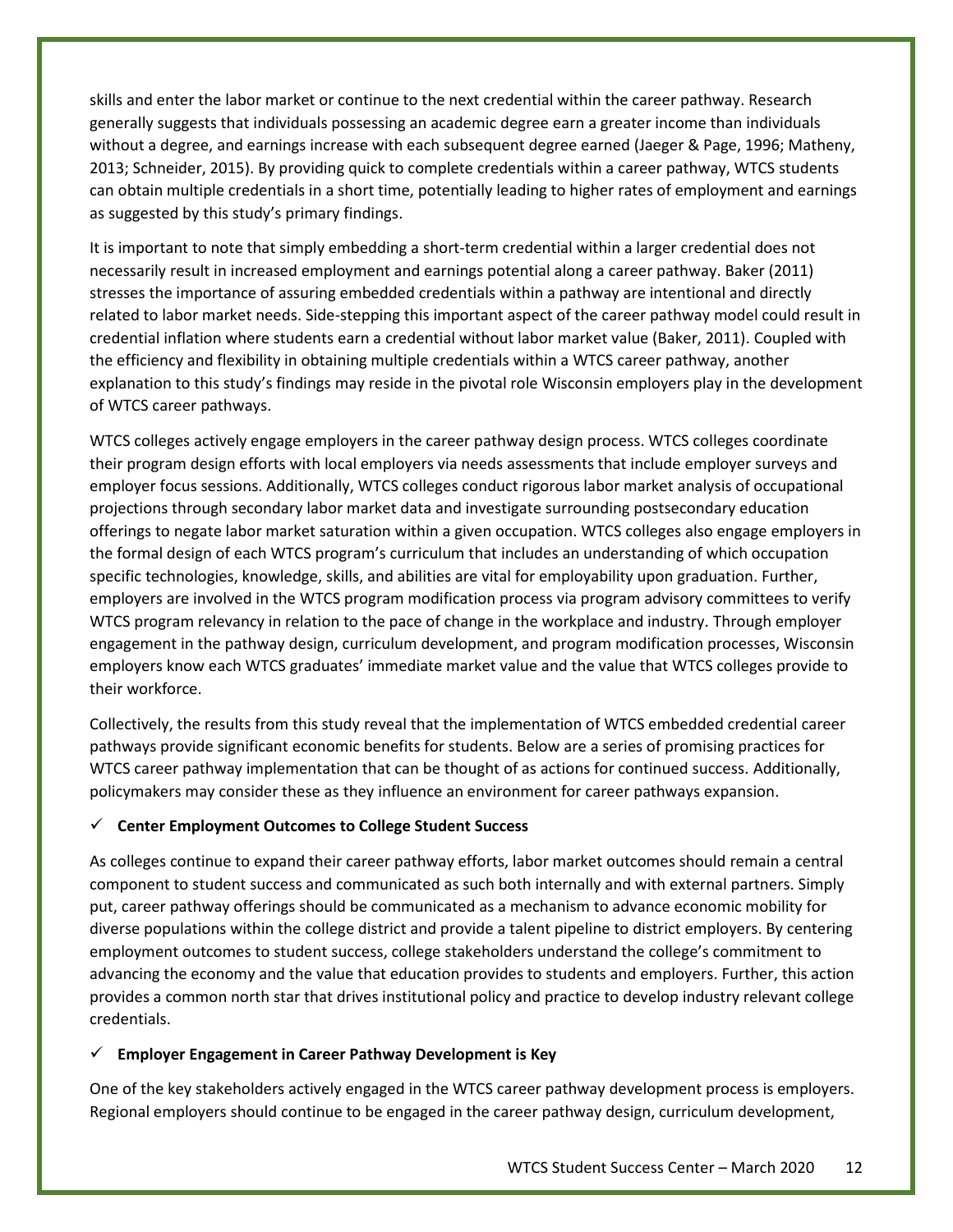skills and enter the labor market or continue to the next credential within the career pathway. Research generally suggests that individuals possessing an academic degree earn a greater income than individuals without a degree, and earnings increase with each subsequent degree earned (Jaeger & Page, 1996; Matheny, 2013; Schneider, 2015). By providing quick to complete credentials within a career pathway, WTCS students can obtain multiple credentials in a short time, potentially leading to higher rates of employment and earnings as suggested by this study's primary findings.

It is important to note that simply embedding a short-term credential within a larger credential does not necessarily result in increased employment and earnings potential along a career pathway. Baker (2011) stresses the importance of assuring embedded credentials within a pathway are intentional and directly related to labor market needs. Side-stepping this important aspect of the career pathway model could result in credential inflation where students earn a credential without labor market value (Baker, 2011). Coupled with the efficiency and flexibility in obtaining multiple credentials within a WTCS career pathway, another explanation to this study's findings may reside in the pivotal role Wisconsin employers play in the development of WTCS career pathways.

WTCS colleges actively engage employers in the career pathway design process. WTCS colleges coordinate their program design efforts with local employers via needs assessments that include employer surveys and employer focus sessions. Additionally, WTCS colleges conduct rigorous labor market analysis of occupational projections through secondary labor market data and investigate surrounding postsecondary education offerings to negate labor market saturation within a given occupation. WTCS colleges also engage employers in the formal design of each WTCS program's curriculum that includes an understanding of which occupation specific technologies, knowledge, skills, and abilities are vital for employability upon graduation. Further, employers are involved in the WTCS program modification process via program advisory committees to verify WTCS program relevancy in relation to the pace of change in the workplace and industry. Through employer engagement in the pathway design, curriculum development, and program modification processes, Wisconsin employers know each WTCS graduates' immediate market value and the value that WTCS colleges provide to their workforce.

Collectively, the results from this study reveal that the implementation of WTCS embedded credential career pathways provide significant economic benefits for students. Below are a series of promising practices for WTCS career pathway implementation that can be thought of as actions for continued success. Additionally, policymakers may consider these as they influence an environment for career pathways expansion.

✓ **Center Employment Outcomes to College Student Success**

As colleges continue to expand their career pathway efforts, labor market outcomes should remain a central component to student success and communicated as such both internally and with external partners. Simply put, career pathway offerings should be communicated as a mechanism to advance economic mobility for diverse populations within the college district and provide a talent pipeline to district employers. By centering employment outcomes to student success, college stakeholders understand the college's commitment to advancing the economy and the value that education provides to students and employers. Further, this action provides a common north star that drives institutional policy and practice to develop industry relevant college credentials.

✓ **Employer Engagement in Career Pathway Development is Key**

One of the key stakeholders actively engaged in the WTCS career pathway development process is employers. Regional employers should continue to be engaged in the career pathway design, curriculum development,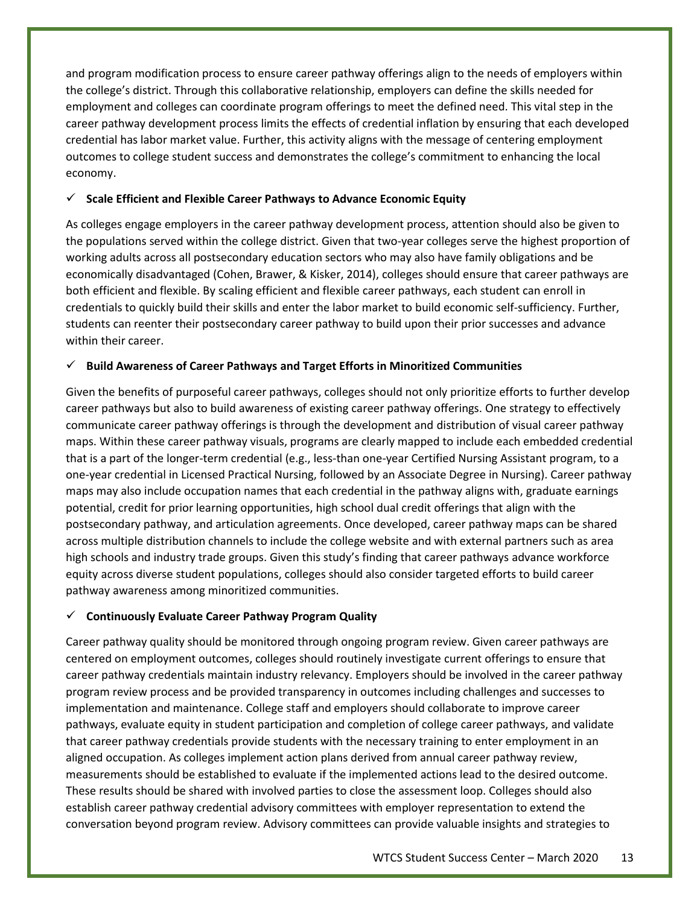and program modification process to ensure career pathway offerings align to the needs of employers within the college's district. Through this collaborative relationship, employers can define the skills needed for employment and colleges can coordinate program offerings to meet the defined need. This vital step in the career pathway development process limits the effects of credential inflation by ensuring that each developed credential has labor market value. Further, this activity aligns with the message of centering employment outcomes to college student success and demonstrates the college's commitment to enhancing the local economy.

### ✓ Scale Efficient and Flexible Career Pathways to Advance Economic Equity

As colleges engage employers in the career pathway development process, attention should also be given to the populations served within the college district. Given that two-year colleges serve the highest proportion of working adults across all postsecondary education sectors who may also have family obligations and be economically disadvantaged (Cohen, Brawer, & Kisker, 2014), colleges should ensure that career pathways are both efficient and flexible. By scaling efficient and flexible career pathways, each student can enroll in credentials to quickly build their skills and enter the labor market to build economic self-sufficiency. Further, students can reenter their postsecondary career pathway to build upon their prior successes and advance within their career.

### ✓ Build Awareness of Career Pathways and Target Efforts in Minoritized Communities

Given the benefits of purposeful career pathways, colleges should not only prioritize efforts to further develop career pathways but also to build awareness of existing career pathway offerings. One strategy to effectively communicate career pathway offerings is through the development and distribution of visual career pathway maps. Within these career pathway visuals, programs are clearly mapped to include each embedded credential that is a part of the longer-term credential (e.g., less-than one-year Certified Nursing Assistant program, to a one-year credential in Licensed Practical Nursing, followed by an Associate Degree in Nursing). Career pathway maps may also include occupation names that each credential in the pathway aligns with, graduate earnings potential, credit for prior learning opportunities, high school dual credit offerings that align with the postsecondary pathway, and articulation agreements. Once developed, career pathway maps can be shared across multiple distribution channels to include the college website and with external partners such as area high schools and industry trade groups. Given this study's finding that career pathways advance workforce equity across diverse student populations, colleges should also consider targeted efforts to build career pathway awareness among minoritized communities.

### ✓ Continuously Evaluate Career Pathway Program Quality

Career pathway quality should be monitored through ongoing program review. Given career pathways are centered on employment outcomes, colleges should routinely investigate current offerings to ensure that career pathway credentials maintain industry relevancy. Employers should be involved in the career pathway program review process and be provided transparency in outcomes including challenges and successes to implementation and maintenance. College staff and employers should collaborate to improve career pathways, evaluate equity in student participation and completion of college career pathways, and validate that career pathway credentials provide students with the necessary training to enter employment in an aligned occupation. As colleges implement action plans derived from annual career pathway review, measurements should be established to evaluate if the implemented actions lead to the desired outcome. These results should be shared with involved parties to close the assessment loop. Colleges should also establish career pathway credential advisory committees with employer representation to extend the conversation beyond program review. Advisory committees can provide valuable insights and strategies to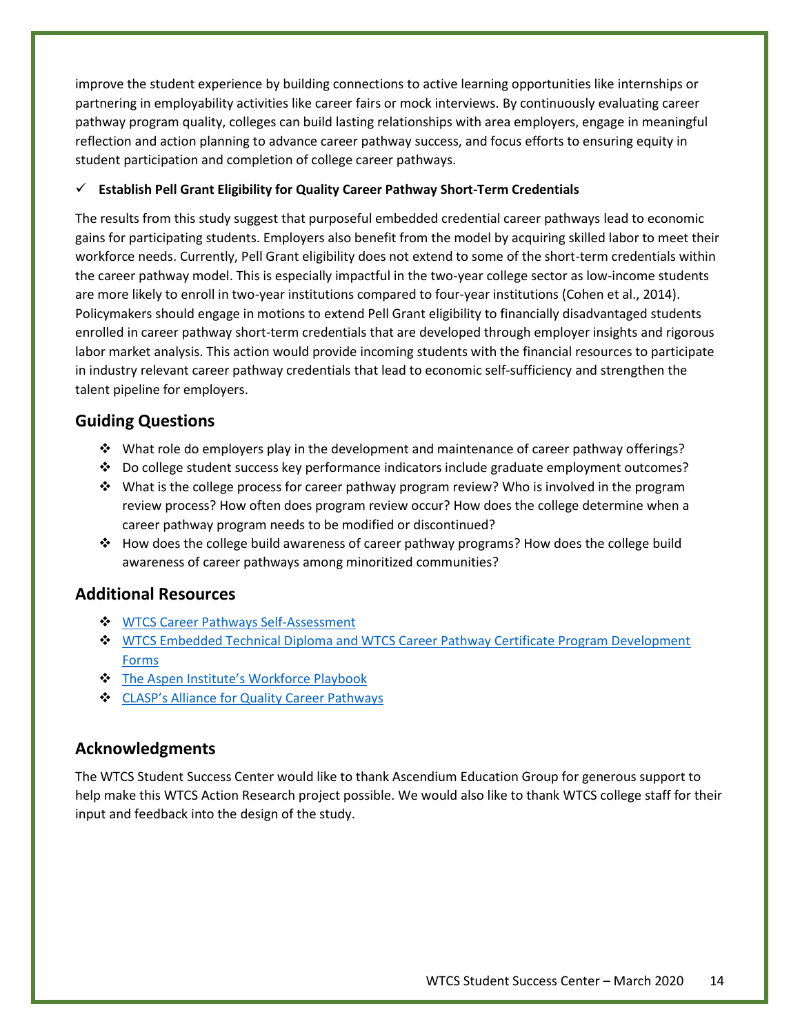improve the student experience by building connections to active learning opportunities like internships or partnering in employability activities like career fairs or mock interviews. By continuously evaluating career pathway program quality, colleges can build lasting relationships with area employers, engage in meaningful reflection and action planning to advance career pathway success, and focus efforts to ensuring equity in student participation and completion of college career pathways.

✓ **Establish Pell Grant Eligibility for Quality Career Pathway Short-Term Credentials**

The results from this study suggest that purposeful embedded credential career pathways lead to economic gains for participating students. Employers also benefit from the model by acquiring skilled labor to meet their workforce needs. Currently, Pell Grant eligibility does not extend to some of the short-term credentials within the career pathway model. This is especially impactful in the two-year college sector as low-income students are more likely to enroll in two-year institutions compared to four-year institutions (Cohen et al., 2014). Policymakers should engage in motions to extend Pell Grant eligibility to financially disadvantaged students enrolled in career pathway short-term credentials that are developed through employer insights and rigorous labor market analysis. This action would provide incoming students with the financial resources to participate in industry relevant career pathway credentials that lead to economic self-sufficiency and strengthen the talent pipeline for employers.

## Guiding Questions

- What role do employers play in the development and maintenance of career pathway offerings?
- Do college student success key performance indicators include graduate employment outcomes?
- What is the college process for career pathway program review? Who is involved in the program review process? How often does program review occur? How does the college determine when a career pathway program needs to be modified or discontinued?
- How does the college build awareness of career pathway programs? How does the college build awareness of career pathways among minoritized communities?

## Additional Resources

- WTCS Career Pathways Self-Assessment
- WTCS Embedded Technical Diploma and WTCS Career Pathway Certificate Program Development Forms
- The Aspen Institute's Workforce Playbook
- CLASP's Alliance for Quality Career Pathways

## Acknowledgments

The WTCS Student Success Center would like to thank Ascendium Education Group for generous support to help make this WTCS Action Research project possible. We would also like to thank WTCS college staff for their input and feedback into the design of the study.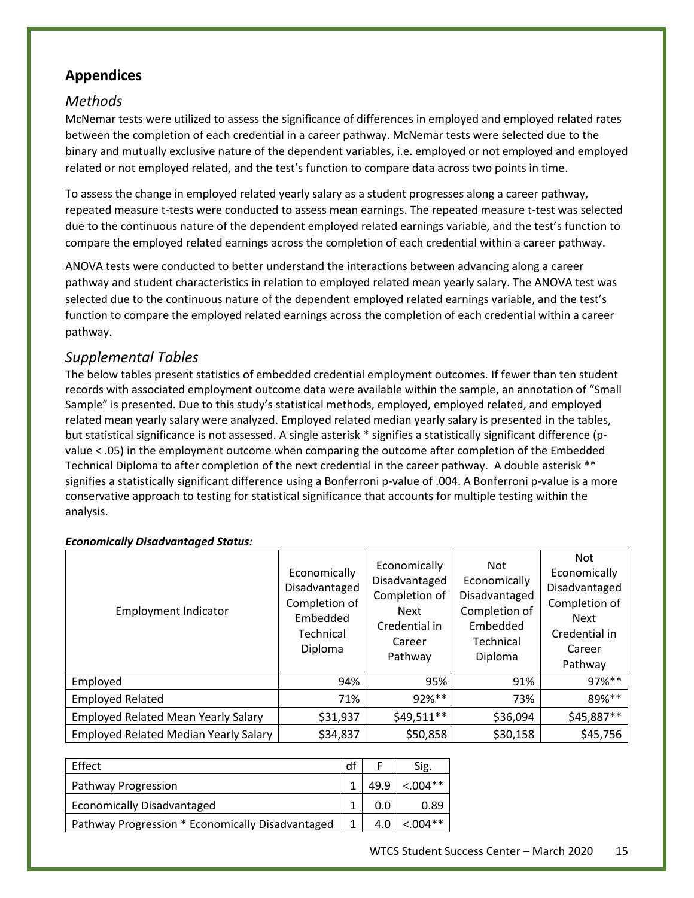## Appendices

### *Methods*

McNemar tests were utilized to assess the significance of differences in employed and employed related rates between the completion of each credential in a career pathway. McNemar tests were selected due to the binary and mutually exclusive nature of the dependent variables, i.e. employed or not employed and employed related or not employed related, and the test's function to compare data across two points in time.

To assess the change in employed related yearly salary as a student progresses along a career pathway, repeated measure t-tests were conducted to assess mean earnings. The repeated measure t-test was selected due to the continuous nature of the dependent employed related earnings variable, and the test's function to compare the employed related earnings across the completion of each credential within a career pathway.

ANOVA tests were conducted to better understand the interactions between advancing along a career pathway and student characteristics in relation to employed related mean yearly salary. The ANOVA test was selected due to the continuous nature of the dependent employed related earnings variable, and the test's function to compare the employed related earnings across the completion of each credential within a career pathway.

### *Supplemental Tables*

The below tables present statistics of embedded credential employment outcomes. If fewer than ten student records with associated employment outcome data were available within the sample, an annotation of "Small Sample" is presented. Due to this study's statistical methods, employed, employed related, and employed related mean yearly salary were analyzed. Employed related median yearly salary is presented in the tables, but statistical significance is not assessed. A single asterisk * signifies a statistically significant difference (p-value < .05) in the employment outcome when comparing the outcome after completion of the Embedded Technical Diploma to after completion of the next credential in the career pathway. A double asterisk ** signifies a statistically significant difference using a Bonferroni p-value of .004. A Bonferroni p-value is a more conservative approach to testing for statistical significance that accounts for multiple testing within the analysis.

***Economically Disadvantaged Status:***

| Employment Indicator | Economically Disadvantaged Completion of Embedded Technical Diploma | Economically Disadvantaged Completion of Next Credential in Career Pathway | Not Economically Disadvantaged Completion of Embedded Technical Diploma | Not Economically Disadvantaged Completion of Next Credential in Career Pathway |
|---|---|---|---|---|
| Employed | 94% | 95% | 91% | 97%** |
| Employed Related | 71% | 92%** | 73% | 89%** |
| Employed Related Mean Yearly Salary | $31,937 | $49,511** | $36,094 | $45,887** |
| Employed Related Median Yearly Salary | $34,837 | $50,858 | $30,158 | $45,756 |

| Effect | df | F | Sig. |
|---|---|---|---|
| Pathway Progression | 1 | 49.9 | <.004** |
| Economically Disadvantaged | 1 | 0.0 | 0.89 |
| Pathway Progression * Economically Disadvantaged | 1 | 4.0 | <.004** |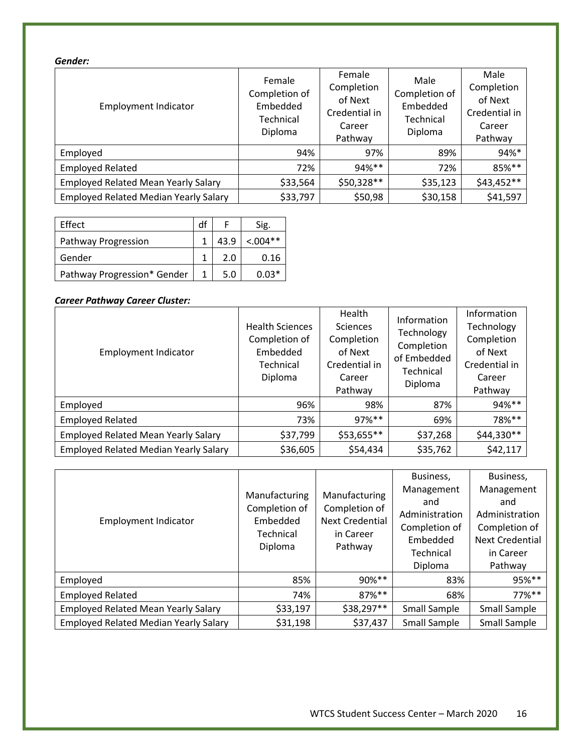***Gender:***

| Employment Indicator | Female Completion of Embedded Technical Diploma | Female Completion of Next Credential in Career Pathway | Male Completion of Embedded Technical Diploma | Male Completion of Next Credential in Career Pathway |
|---|---|---|---|---|
| Employed | 94% | 97% | 89% | 94%* |
| Employed Related | 72% | 94%** | 72% | 85%** |
| Employed Related Mean Yearly Salary | $33,564 | $50,328** | $35,123 | $43,452** |
| Employed Related Median Yearly Salary | $33,797 | $50,98 | $30,158 | $41,597 |

| Effect | df | F | Sig. |
|---|---|---|---|
| Pathway Progression | 1 | 43.9 | <.004** |
| Gender | 1 | 2.0 | 0.16 |
| Pathway Progression* Gender | 1 | 5.0 | 0.03* |

***Career Pathway Career Cluster:***

| Employment Indicator | Health Sciences Completion of Embedded Technical Diploma | Health Sciences Completion of Next Credential in Career Pathway | Information Technology Completion of Embedded Technical Diploma | Information Technology Completion of Next Credential in Career Pathway |
|---|---|---|---|---|
| Employed | 96% | 98% | 87% | 94%** |
| Employed Related | 73% | 97%** | 69% | 78%** |
| Employed Related Mean Yearly Salary | $37,799 | $53,655** | $37,268 | $44,330** |
| Employed Related Median Yearly Salary | $36,605 | $54,434 | $35,762 | $42,117 |

| Employment Indicator | Manufacturing Completion of Embedded Technical Diploma | Manufacturing Completion of Next Credential in Career Pathway | Business, Management and Administration Completion of Embedded Technical Diploma | Business, Management and Administration Completion of Next Credential in Career Pathway |
|---|---|---|---|---|
| Employed | 85% | 90%** | 83% | 95%** |
| Employed Related | 74% | 87%** | 68% | 77%** |
| Employed Related Mean Yearly Salary | $33,197 | $38,297** | Small Sample | Small Sample |
| Employed Related Median Yearly Salary | $31,198 | $37,437 | Small Sample | Small Sample |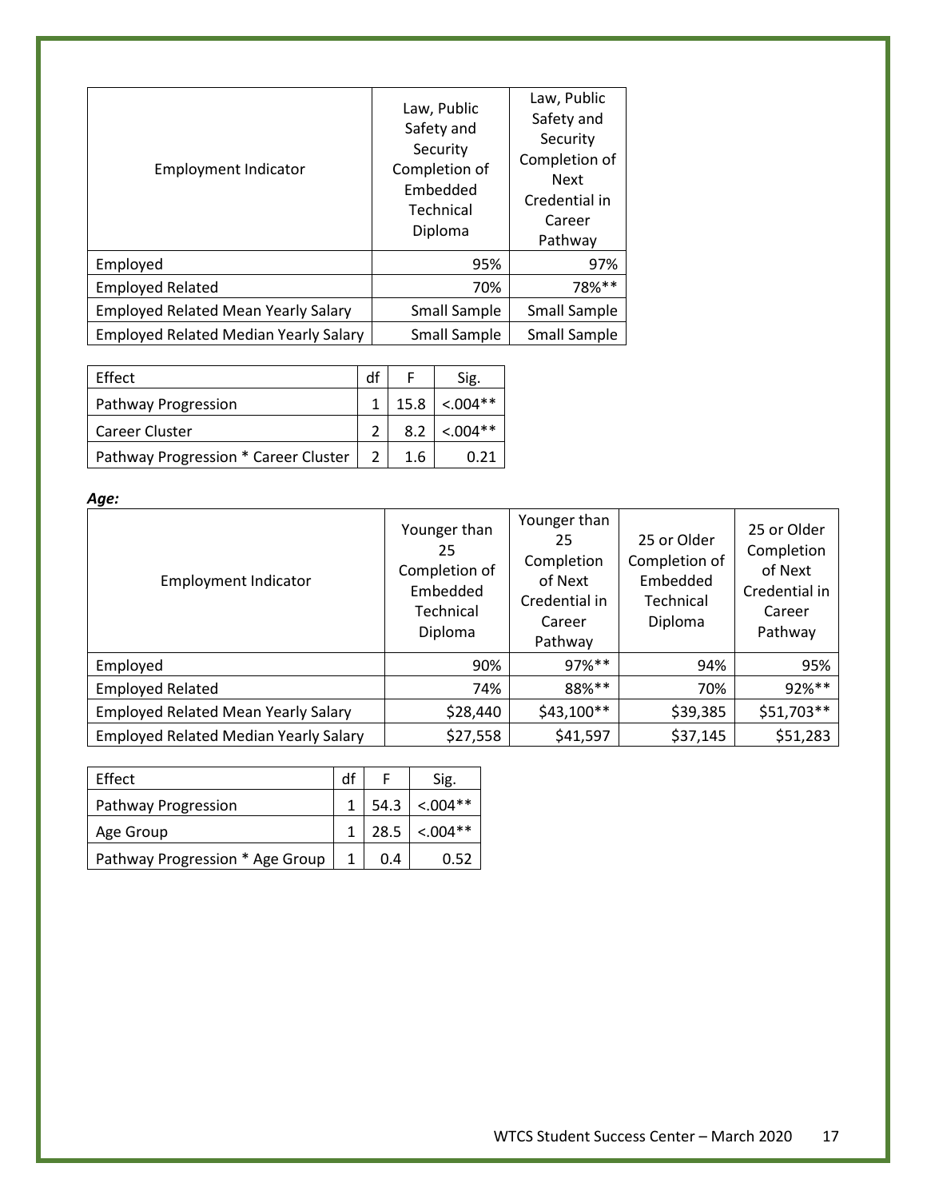| Employment Indicator | Law, Public Safety and Security Completion of Embedded Technical Diploma | Law, Public Safety and Security Completion of Next Credential in Career Pathway |
|---|---|---|
| Employed | 95% | 97% |
| Employed Related | 70% | 78%** |
| Employed Related Mean Yearly Salary | Small Sample | Small Sample |
| Employed Related Median Yearly Salary | Small Sample | Small Sample |

| Effect | df | F | Sig. |
|---|---|---|---|
| Pathway Progression | 1 | 15.8 | <.004** |
| Career Cluster | 2 | 8.2 | <.004** |
| Pathway Progression * Career Cluster | 2 | 1.6 | 0.21 |

***Age:***

| Employment Indicator | Younger than 25 Completion of Embedded Technical Diploma | Younger than 25 Completion of Next Credential in Career Pathway | 25 or Older Completion of Embedded Technical Diploma | 25 or Older Completion of Next Credential in Career Pathway |
|---|---|---|---|---|
| Employed | 90% | 97%** | 94% | 95% |
| Employed Related | 74% | 88%** | 70% | 92%** |
| Employed Related Mean Yearly Salary | $28,440 | $43,100** | $39,385 | $51,703** |
| Employed Related Median Yearly Salary | $27,558 | $41,597 | $37,145 | $51,283 |

| Effect | df | F | Sig. |
|---|---|---|---|
| Pathway Progression | 1 | 54.3 | <.004** |
| Age Group | 1 | 28.5 | <.004** |
| Pathway Progression * Age Group | 1 | 0.4 | 0.52 |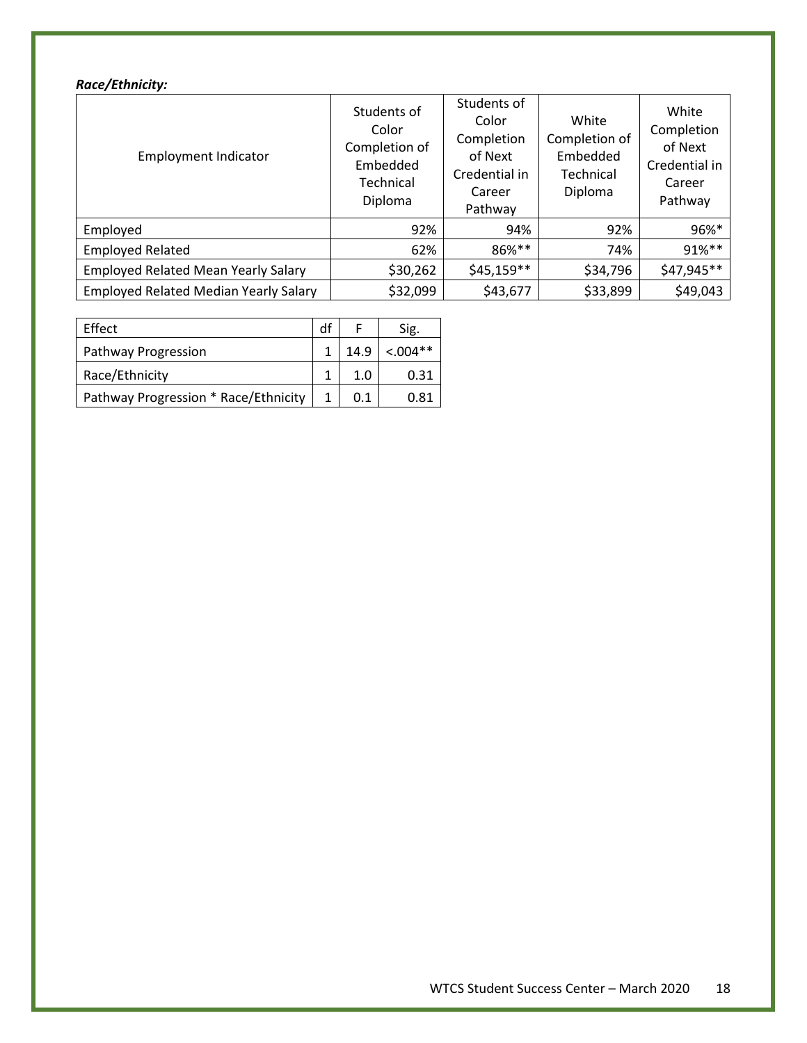***Race/Ethnicity:***

| Employment Indicator | Students of Color Completion of Embedded Technical Diploma | Students of Color Completion of Next Credential in Career Pathway | White Completion of Embedded Technical Diploma | White Completion of Next Credential in Career Pathway |
|---|---|---|---|---|
| Employed | 92% | 94% | 92% | 96%* |
| Employed Related | 62% | 86%** | 74% | 91%** |
| Employed Related Mean Yearly Salary | $30,262 | $45,159** | $34,796 | $47,945** |
| Employed Related Median Yearly Salary | $32,099 | $43,677 | $33,899 | $49,043 |

| Effect | df | F | Sig. |
|---|---|---|---|
| Pathway Progression | 1 | 14.9 | <.004** |
| Race/Ethnicity | 1 | 1.0 | 0.31 |
| Pathway Progression * Race/Ethnicity | 1 | 0.1 | 0.81 |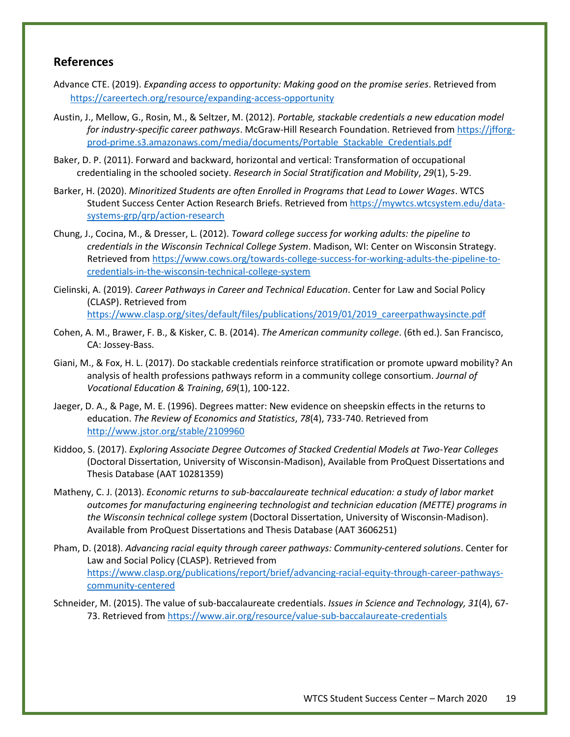## References

Advance CTE. (2019). *Expanding access to opportunity: Making good on the promise series*. Retrieved from https://careertech.org/resource/expanding-access-opportunity

Austin, J., Mellow, G., Rosin, M., & Seltzer, M. (2012). *Portable, stackable credentials a new education model for industry-specific career pathways*. McGraw-Hill Research Foundation. Retrieved from https://jfforg-prod-prime.s3.amazonaws.com/media/documents/Portable_Stackable_Credentials.pdf

Baker, D. P. (2011). Forward and backward, horizontal and vertical: Transformation of occupational credentialing in the schooled society. *Research in Social Stratification and Mobility*, *29*(1), 5-29.

Barker, H. (2020). *Minoritized Students are often Enrolled in Programs that Lead to Lower Wages*. WTCS Student Success Center Action Research Briefs. Retrieved from https://mywtcs.wtcsystem.edu/data-systems-grp/qrp/action-research

Chung, J., Cocina, M., & Dresser, L. (2012). *Toward college success for working adults: the pipeline to credentials in the Wisconsin Technical College System*. Madison, WI: Center on Wisconsin Strategy. Retrieved from https://www.cows.org/towards-college-success-for-working-adults-the-pipeline-to-credentials-in-the-wisconsin-technical-college-system

Cielinski, A. (2019). *Career Pathways in Career and Technical Education*. Center for Law and Social Policy (CLASP). Retrieved from https://www.clasp.org/sites/default/files/publications/2019/01/2019_careerpathwaysincte.pdf

Cohen, A. M., Brawer, F. B., & Kisker, C. B. (2014). *The American community college*. (6th ed.). San Francisco, CA: Jossey-Bass.

Giani, M., & Fox, H. L. (2017). Do stackable credentials reinforce stratification or promote upward mobility? An analysis of health professions pathways reform in a community college consortium. *Journal of Vocational Education & Training*, *69*(1), 100-122.

Jaeger, D. A., & Page, M. E. (1996). Degrees matter: New evidence on sheepskin effects in the returns to education. *The Review of Economics and Statistics*, *78*(4), 733-740. Retrieved from http://www.jstor.org/stable/2109960

Kiddoo, S. (2017). *Exploring Associate Degree Outcomes of Stacked Credential Models at Two-Year Colleges* (Doctoral Dissertation, University of Wisconsin-Madison), Available from ProQuest Dissertations and Thesis Database (AAT 10281359)

Matheny, C. J. (2013). *Economic returns to sub-baccalaureate technical education: a study of labor market outcomes for manufacturing engineering technologist and technician education (METTE) programs in the Wisconsin technical college system* (Doctoral Dissertation, University of Wisconsin-Madison). Available from ProQuest Dissertations and Thesis Database (AAT 3606251)

Pham, D. (2018). *Advancing racial equity through career pathways: Community-centered solutions*. Center for Law and Social Policy (CLASP). Retrieved from https://www.clasp.org/publications/report/brief/advancing-racial-equity-through-career-pathways-community-centered

Schneider, M. (2015). The value of sub-baccalaureate credentials. *Issues in Science and Technology, 31*(4), 67-73. Retrieved from https://www.air.org/resource/value-sub-baccalaureate-credentials